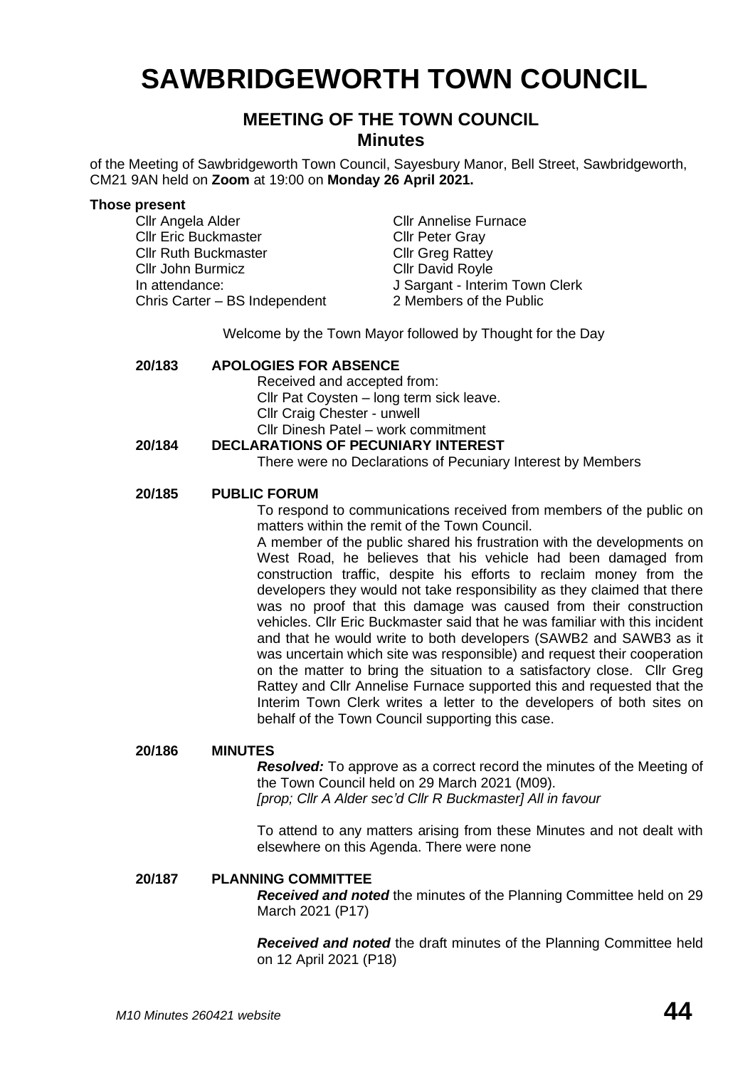# SAWBRIDGEWORTH TOWN COUNCIL

## MEETING OF THE TOWN COUNCIL
## Minutes

of the Meeting of Sawbridgeworth Town Council, Sayesbury Manor, Bell Street, Sawbridgeworth, CM21 9AN held on **Zoom** at 19:00 on **Monday 26 April 2021.**

**Those present**

Cllr Angela Alder
Cllr Eric Buckmaster
Cllr Ruth Buckmaster
Cllr John Burmicz
Cllr Annelise Furnace
Cllr Peter Gray
Cllr Greg Rattey
Cllr David Royle

In attendance:
J Sargant - Interim Town Clerk
Chris Carter – BS Independent
2 Members of the Public

Welcome by the Town Mayor followed by Thought for the Day

**20/183 APOLOGIES FOR ABSENCE**

Received and accepted from:
Cllr Pat Coysten – long term sick leave.
Cllr Craig Chester - unwell
Cllr Dinesh Patel – work commitment

**20/184 DECLARATIONS OF PECUNIARY INTEREST**

There were no Declarations of Pecuniary Interest by Members

**20/185 PUBLIC FORUM**

To respond to communications received from members of the public on matters within the remit of the Town Council.

A member of the public shared his frustration with the developments on West Road, he believes that his vehicle had been damaged from construction traffic, despite his efforts to reclaim money from the developers they would not take responsibility as they claimed that there was no proof that this damage was caused from their construction vehicles. Cllr Eric Buckmaster said that he was familiar with this incident and that he would write to both developers (SAWB2 and SAWB3 as it was uncertain which site was responsible) and request their cooperation on the matter to bring the situation to a satisfactory close. Cllr Greg Rattey and Cllr Annelise Furnace supported this and requested that the Interim Town Clerk writes a letter to the developers of both sites on behalf of the Town Council supporting this case.

**20/186 MINUTES**

***Resolved:*** To approve as a correct record the minutes of the Meeting of the Town Council held on 29 March 2021 (M09).
*[prop; Cllr A Alder sec'd Cllr R Buckmaster] All in favour*

To attend to any matters arising from these Minutes and not dealt with elsewhere on this Agenda. There were none

**20/187 PLANNING COMMITTEE**

***Received and noted*** the minutes of the Planning Committee held on 29 March 2021 (P17)

***Received and noted*** the draft minutes of the Planning Committee held on 12 April 2021 (P18)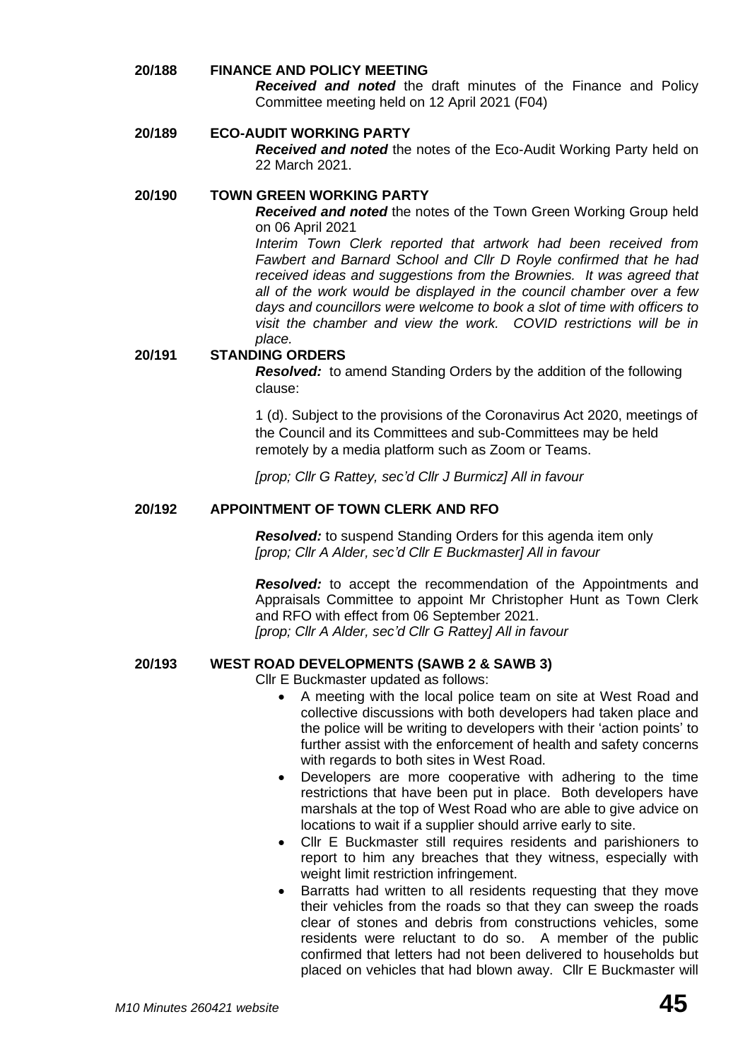**20/188 FINANCE AND POLICY MEETING**

***Received and noted*** the draft minutes of the Finance and Policy Committee meeting held on 12 April 2021 (F04)

**20/189 ECO-AUDIT WORKING PARTY**

***Received and noted*** the notes of the Eco-Audit Working Party held on 22 March 2021.

**20/190 TOWN GREEN WORKING PARTY**

***Received and noted*** the notes of the Town Green Working Group held on 06 April 2021

*Interim Town Clerk reported that artwork had been received from Fawbert and Barnard School and Cllr D Royle confirmed that he had received ideas and suggestions from the Brownies. It was agreed that all of the work would be displayed in the council chamber over a few days and councillors were welcome to book a slot of time with officers to visit the chamber and view the work. COVID restrictions will be in place.*

**20/191 STANDING ORDERS**

***Resolved:*** to amend Standing Orders by the addition of the following clause:

1 (d). Subject to the provisions of the Coronavirus Act 2020, meetings of the Council and its Committees and sub-Committees may be held remotely by a media platform such as Zoom or Teams.

*[prop; Cllr G Rattey, sec'd Cllr J Burmicz] All in favour*

**20/192 APPOINTMENT OF TOWN CLERK AND RFO**

***Resolved:*** to suspend Standing Orders for this agenda item only *[prop; Cllr A Alder, sec'd Cllr E Buckmaster] All in favour*

***Resolved:*** to accept the recommendation of the Appointments and Appraisals Committee to appoint Mr Christopher Hunt as Town Clerk and RFO with effect from 06 September 2021.
*[prop; Cllr A Alder, sec'd Cllr G Rattey] All in favour*

**20/193 WEST ROAD DEVELOPMENTS (SAWB 2 & SAWB 3)**

Cllr E Buckmaster updated as follows:

- A meeting with the local police team on site at West Road and collective discussions with both developers had taken place and the police will be writing to developers with their 'action points' to further assist with the enforcement of health and safety concerns with regards to both sites in West Road.
- Developers are more cooperative with adhering to the time restrictions that have been put in place. Both developers have marshals at the top of West Road who are able to give advice on locations to wait if a supplier should arrive early to site.
- Cllr E Buckmaster still requires residents and parishioners to report to him any breaches that they witness, especially with weight limit restriction infringement.
- Barratts had written to all residents requesting that they move their vehicles from the roads so that they can sweep the roads clear of stones and debris from constructions vehicles, some residents were reluctant to do so. A member of the public confirmed that letters had not been delivered to households but placed on vehicles that had blown away. Cllr E Buckmaster will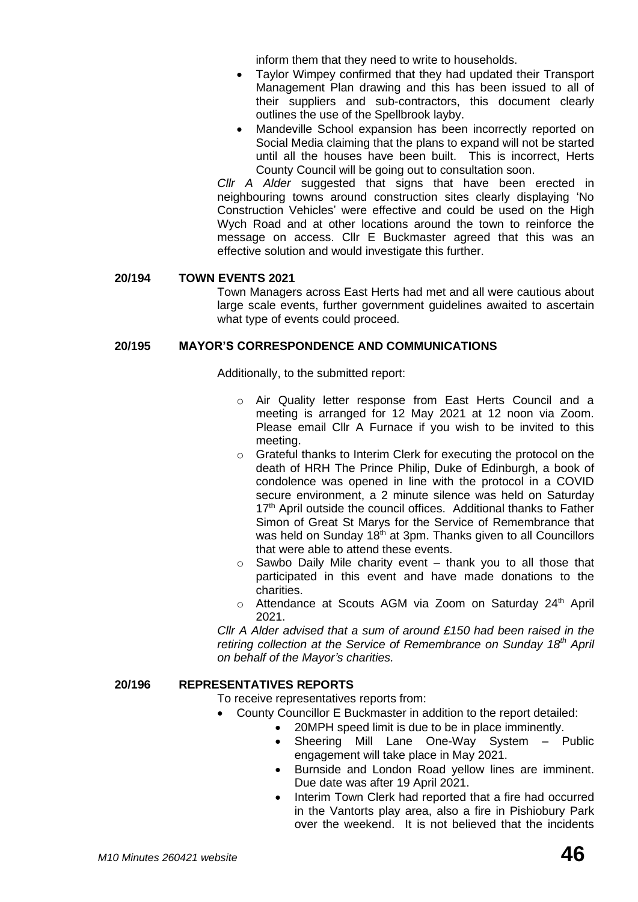inform them that they need to write to households.

- Taylor Wimpey confirmed that they had updated their Transport Management Plan drawing and this has been issued to all of their suppliers and sub-contractors, this document clearly outlines the use of the Spellbrook layby.
- Mandeville School expansion has been incorrectly reported on Social Media claiming that the plans to expand will not be started until all the houses have been built. This is incorrect, Herts County Council will be going out to consultation soon.

*Cllr A Alder* suggested that signs that have been erected in neighbouring towns around construction sites clearly displaying 'No Construction Vehicles' were effective and could be used on the High Wych Road and at other locations around the town to reinforce the message on access. Cllr E Buckmaster agreed that this was an effective solution and would investigate this further.

**20/194 TOWN EVENTS 2021**

Town Managers across East Herts had met and all were cautious about large scale events, further government guidelines awaited to ascertain what type of events could proceed.

**20/195 MAYOR'S CORRESPONDENCE AND COMMUNICATIONS**

Additionally, to the submitted report:

- Air Quality letter response from East Herts Council and a meeting is arranged for 12 May 2021 at 12 noon via Zoom. Please email Cllr A Furnace if you wish to be invited to this meeting.
- Grateful thanks to Interim Clerk for executing the protocol on the death of HRH The Prince Philip, Duke of Edinburgh, a book of condolence was opened in line with the protocol in a COVID secure environment, a 2 minute silence was held on Saturday 17th April outside the council offices. Additional thanks to Father Simon of Great St Marys for the Service of Remembrance that was held on Sunday 18th at 3pm. Thanks given to all Councillors that were able to attend these events.
- Sawbo Daily Mile charity event – thank you to all those that participated in this event and have made donations to the charities.
- Attendance at Scouts AGM via Zoom on Saturday 24th April 2021.

*Cllr A Alder advised that a sum of around £150 had been raised in the retiring collection at the Service of Remembrance on Sunday 18th April on behalf of the Mayor's charities.*

**20/196 REPRESENTATIVES REPORTS**

To receive representatives reports from:

- County Councillor E Buckmaster in addition to the report detailed:
  - 20MPH speed limit is due to be in place imminently.
  - Sheering Mill Lane One-Way System – Public engagement will take place in May 2021.
  - Burnside and London Road yellow lines are imminent. Due date was after 19 April 2021.
  - Interim Town Clerk had reported that a fire had occurred in the Vantorts play area, also a fire in Pishiobury Park over the weekend. It is not believed that the incidents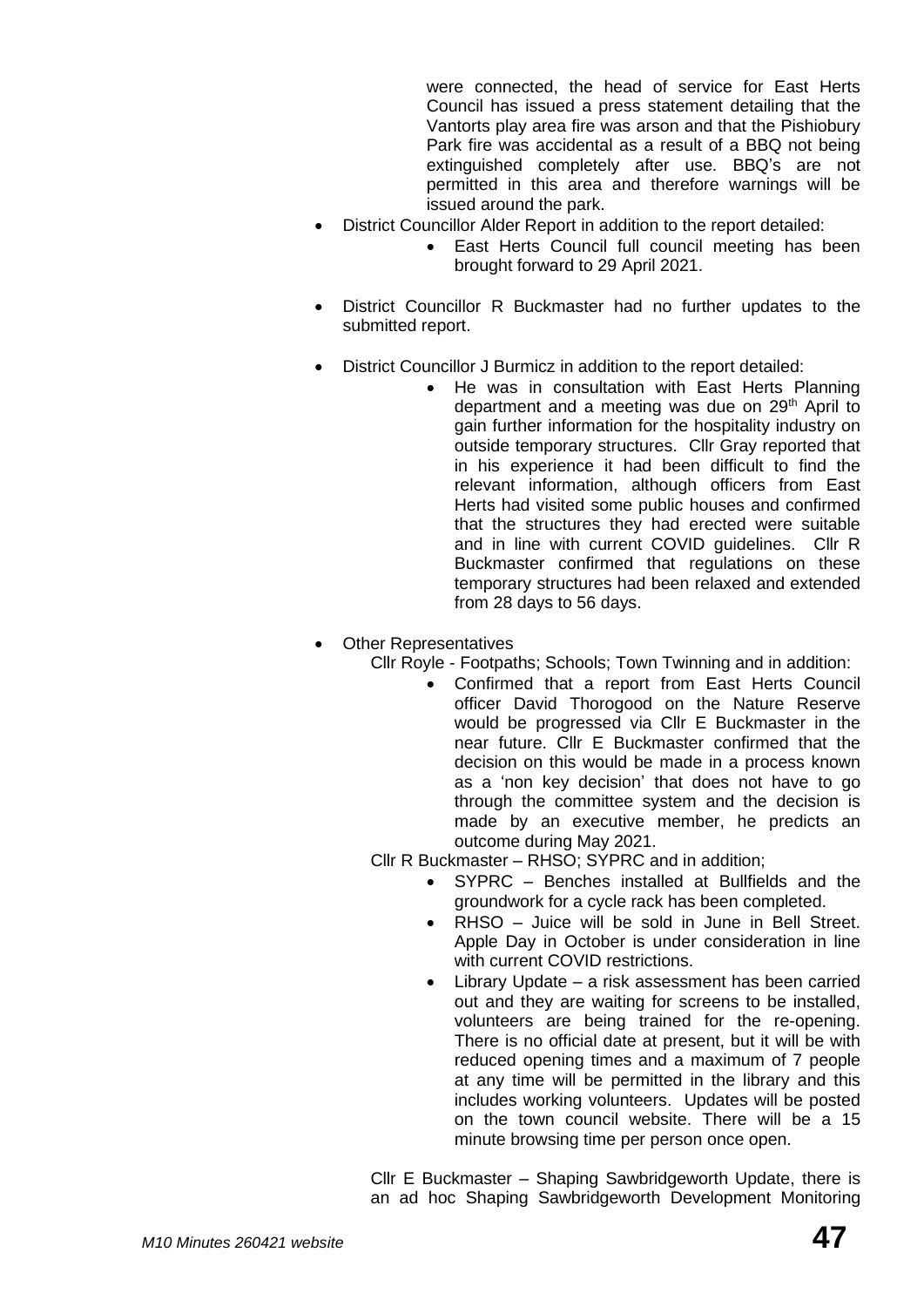were connected, the head of service for East Herts Council has issued a press statement detailing that the Vantorts play area fire was arson and that the Pishiobury Park fire was accidental as a result of a BBQ not being extinguished completely after use. BBQ's are not permitted in this area and therefore warnings will be issued around the park.

- District Councillor Alder Report in addition to the report detailed:
  - East Herts Council full council meeting has been brought forward to 29 April 2021.

- District Councillor R Buckmaster had no further updates to the submitted report.

- District Councillor J Burmicz in addition to the report detailed:
  - He was in consultation with East Herts Planning department and a meeting was due on 29th April to gain further information for the hospitality industry on outside temporary structures. Cllr Gray reported that in his experience it had been difficult to find the relevant information, although officers from East Herts had visited some public houses and confirmed that the structures they had erected were suitable and in line with current COVID guidelines. Cllr R Buckmaster confirmed that regulations on these temporary structures had been relaxed and extended from 28 days to 56 days.

- Other Representatives

  Cllr Royle - Footpaths; Schools; Town Twinning and in addition:
  - Confirmed that a report from East Herts Council officer David Thorogood on the Nature Reserve would be progressed via Cllr E Buckmaster in the near future. Cllr E Buckmaster confirmed that the decision on this would be made in a process known as a 'non key decision' that does not have to go through the committee system and the decision is made by an executive member, he predicts an outcome during May 2021.

  Cllr R Buckmaster – RHSO; SYPRC and in addition;
  - SYPRC – Benches installed at Bullfields and the groundwork for a cycle rack has been completed.
  - RHSO – Juice will be sold in June in Bell Street. Apple Day in October is under consideration in line with current COVID restrictions.
  - Library Update – a risk assessment has been carried out and they are waiting for screens to be installed, volunteers are being trained for the re-opening. There is no official date at present, but it will be with reduced opening times and a maximum of 7 people at any time will be permitted in the library and this includes working volunteers. Updates will be posted on the town council website. There will be a 15 minute browsing time per person once open.

  Cllr E Buckmaster – Shaping Sawbridgeworth Update, there is an ad hoc Shaping Sawbridgeworth Development Monitoring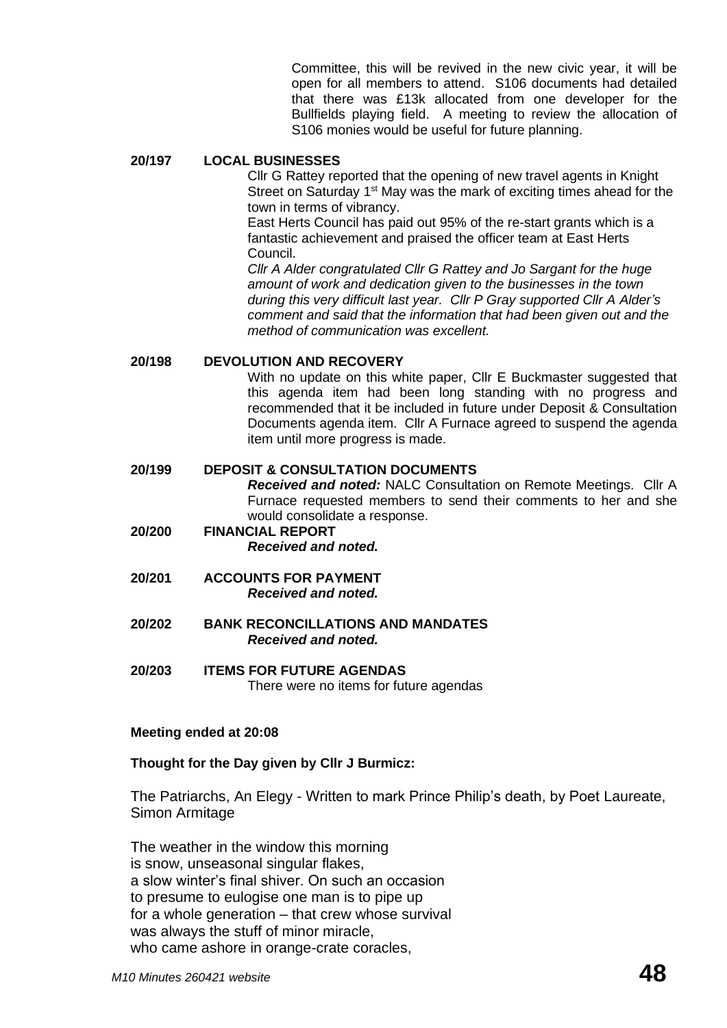Committee, this will be revived in the new civic year, it will be open for all members to attend. S106 documents had detailed that there was £13k allocated from one developer for the Bullfields playing field. A meeting to review the allocation of S106 monies would be useful for future planning.

**20/197 LOCAL BUSINESSES**

Cllr G Rattey reported that the opening of new travel agents in Knight Street on Saturday 1st May was the mark of exciting times ahead for the town in terms of vibrancy.

East Herts Council has paid out 95% of the re-start grants which is a fantastic achievement and praised the officer team at East Herts Council.

*Cllr A Alder congratulated Cllr G Rattey and Jo Sargant for the huge amount of work and dedication given to the businesses in the town during this very difficult last year. Cllr P Gray supported Cllr A Alder's comment and said that the information that had been given out and the method of communication was excellent.*

**20/198 DEVOLUTION AND RECOVERY**

With no update on this white paper, Cllr E Buckmaster suggested that this agenda item had been long standing with no progress and recommended that it be included in future under Deposit & Consultation Documents agenda item. Cllr A Furnace agreed to suspend the agenda item until more progress is made.

**20/199 DEPOSIT & CONSULTATION DOCUMENTS**

***Received and noted:*** NALC Consultation on Remote Meetings. Cllr A Furnace requested members to send their comments to her and she would consolidate a response.

**20/200 FINANCIAL REPORT**

***Received and noted.***

**20/201 ACCOUNTS FOR PAYMENT**

***Received and noted.***

**20/202 BANK RECONCILLATIONS AND MANDATES**

***Received and noted.***

**20/203 ITEMS FOR FUTURE AGENDAS**

There were no items for future agendas

**Meeting ended at 20:08**

**Thought for the Day given by Cllr J Burmicz:**

The Patriarchs, An Elegy - Written to mark Prince Philip's death, by Poet Laureate, Simon Armitage

The weather in the window this morning
is snow, unseasonal singular flakes,
a slow winter's final shiver. On such an occasion
to presume to eulogise one man is to pipe up
for a whole generation – that crew whose survival
was always the stuff of minor miracle,
who came ashore in orange-crate coracles,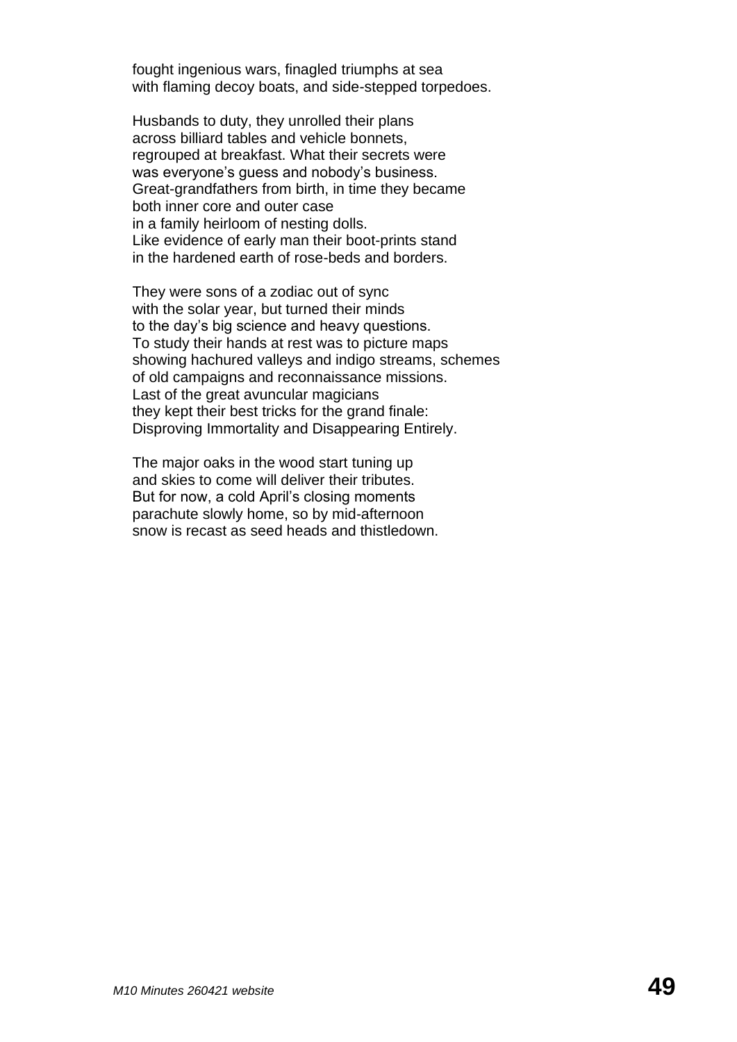fought ingenious wars, finagled triumphs at sea  
with flaming decoy boats, and side-stepped torpedoes.

Husbands to duty, they unrolled their plans  
across billiard tables and vehicle bonnets,  
regrouped at breakfast. What their secrets were  
was everyone's guess and nobody's business.  
Great-grandfathers from birth, in time they became  
both inner core and outer case  
in a family heirloom of nesting dolls.  
Like evidence of early man their boot-prints stand  
in the hardened earth of rose-beds and borders.

They were sons of a zodiac out of sync  
with the solar year, but turned their minds  
to the day's big science and heavy questions.  
To study their hands at rest was to picture maps  
showing hachured valleys and indigo streams, schemes  
of old campaigns and reconnaissance missions.  
Last of the great avuncular magicians  
they kept their best tricks for the grand finale:  
Disproving Immortality and Disappearing Entirely.

The major oaks in the wood start tuning up  
and skies to come will deliver their tributes.  
But for now, a cold April's closing moments  
parachute slowly home, so by mid-afternoon  
snow is recast as seed heads and thistledown.